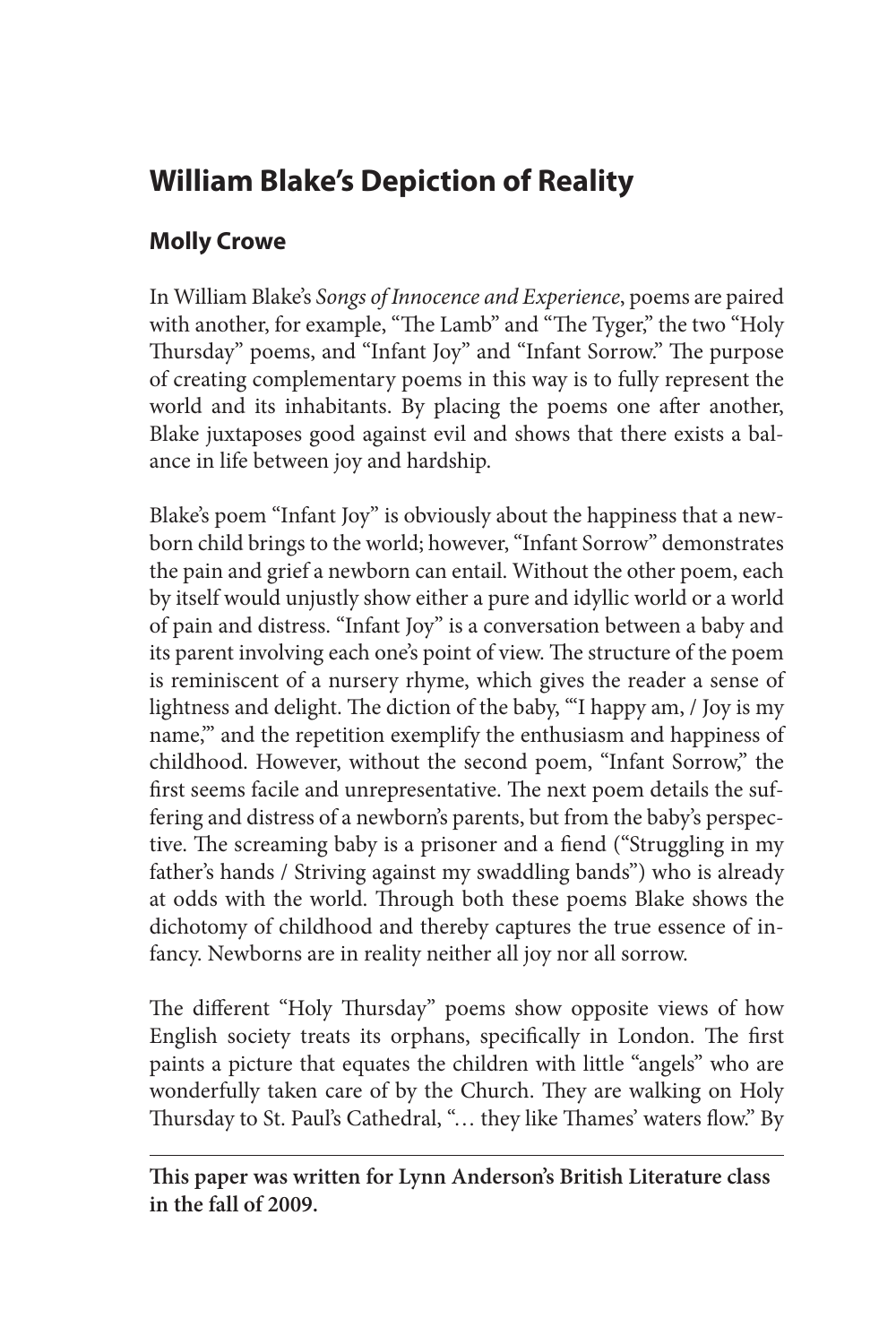# William Blake's Depiction of Reality

## Molly Crowe

In William Blake's *Songs of Innocence and Experience*, poems are paired with another, for example, "The Lamb" and "The Tyger," the two "Holy Thursday" poems, and "Infant Joy" and "Infant Sorrow." The purpose of creating complementary poems in this way is to fully represent the world and its inhabitants. By placing the poems one after another, Blake juxtaposes good against evil and shows that there exists a balance in life between joy and hardship.

Blake's poem "Infant Joy" is obviously about the happiness that a newborn child brings to the world; however, "Infant Sorrow" demonstrates the pain and grief a newborn can entail. Without the other poem, each by itself would unjustly show either a pure and idyllic world or a world of pain and distress. "Infant Joy" is a conversation between a baby and its parent involving each one's point of view. The structure of the poem is reminiscent of a nursery rhyme, which gives the reader a sense of lightness and delight. The diction of the baby, "'I happy am, / Joy is my name,'" and the repetition exemplify the enthusiasm and happiness of childhood. However, without the second poem, "Infant Sorrow," the first seems facile and unrepresentative. The next poem details the suffering and distress of a newborn's parents, but from the baby's perspective. The screaming baby is a prisoner and a fiend ("Struggling in my father's hands / Striving against my swaddling bands") who is already at odds with the world. Through both these poems Blake shows the dichotomy of childhood and thereby captures the true essence of infancy. Newborns are in reality neither all joy nor all sorrow.

The different "Holy Thursday" poems show opposite views of how English society treats its orphans, specifically in London. The first paints a picture that equates the children with little "angels" who are wonderfully taken care of by the Church. They are walking on Holy Thursday to St. Paul's Cathedral, "… they like Thames' waters flow." By

---

**This paper was written for Lynn Anderson's British Literature class in the fall of 2009.**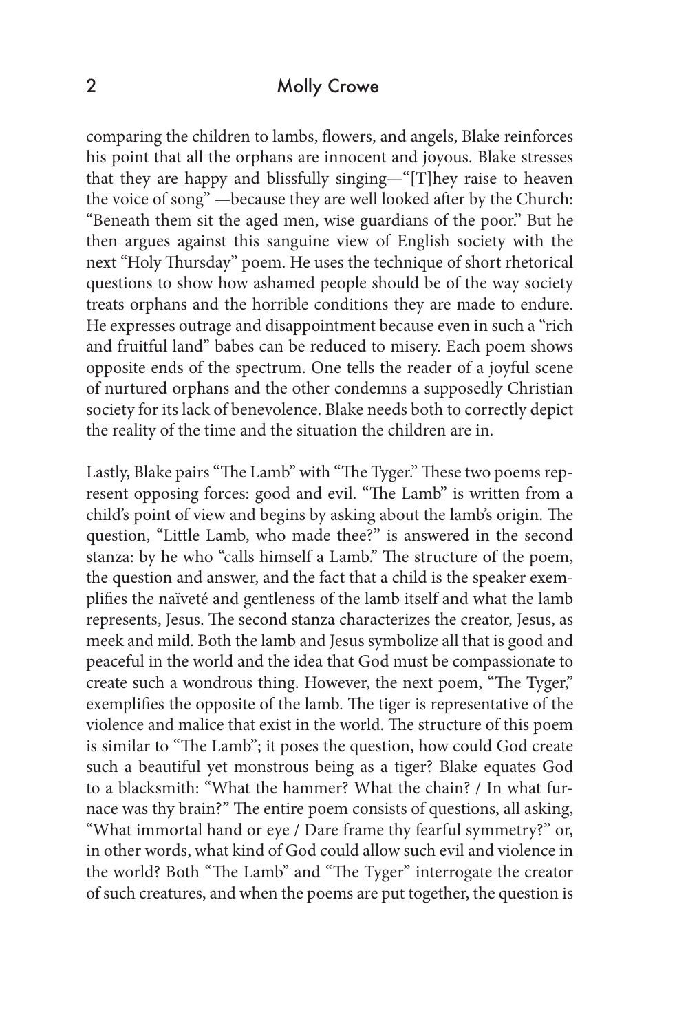comparing the children to lambs, flowers, and angels, Blake reinforces his point that all the orphans are innocent and joyous. Blake stresses that they are happy and blissfully singing—"[T]hey raise to heaven the voice of song" —because they are well looked after by the Church: "Beneath them sit the aged men, wise guardians of the poor." But he then argues against this sanguine view of English society with the next "Holy Thursday" poem. He uses the technique of short rhetorical questions to show how ashamed people should be of the way society treats orphans and the horrible conditions they are made to endure. He expresses outrage and disappointment because even in such a "rich and fruitful land" babes can be reduced to misery. Each poem shows opposite ends of the spectrum. One tells the reader of a joyful scene of nurtured orphans and the other condemns a supposedly Christian society for its lack of benevolence. Blake needs both to correctly depict the reality of the time and the situation the children are in.

Lastly, Blake pairs "The Lamb" with "The Tyger." These two poems represent opposing forces: good and evil. "The Lamb" is written from a child's point of view and begins by asking about the lamb's origin. The question, "Little Lamb, who made thee?" is answered in the second stanza: by he who "calls himself a Lamb." The structure of the poem, the question and answer, and the fact that a child is the speaker exemplifies the naïveté and gentleness of the lamb itself and what the lamb represents, Jesus. The second stanza characterizes the creator, Jesus, as meek and mild. Both the lamb and Jesus symbolize all that is good and peaceful in the world and the idea that God must be compassionate to create such a wondrous thing. However, the next poem, "The Tyger," exemplifies the opposite of the lamb. The tiger is representative of the violence and malice that exist in the world. The structure of this poem is similar to "The Lamb"; it poses the question, how could God create such a beautiful yet monstrous being as a tiger? Blake equates God to a blacksmith: "What the hammer? What the chain? / In what furnace was thy brain?" The entire poem consists of questions, all asking, "What immortal hand or eye / Dare frame thy fearful symmetry?" or, in other words, what kind of God could allow such evil and violence in the world? Both "The Lamb" and "The Tyger" interrogate the creator of such creatures, and when the poems are put together, the question is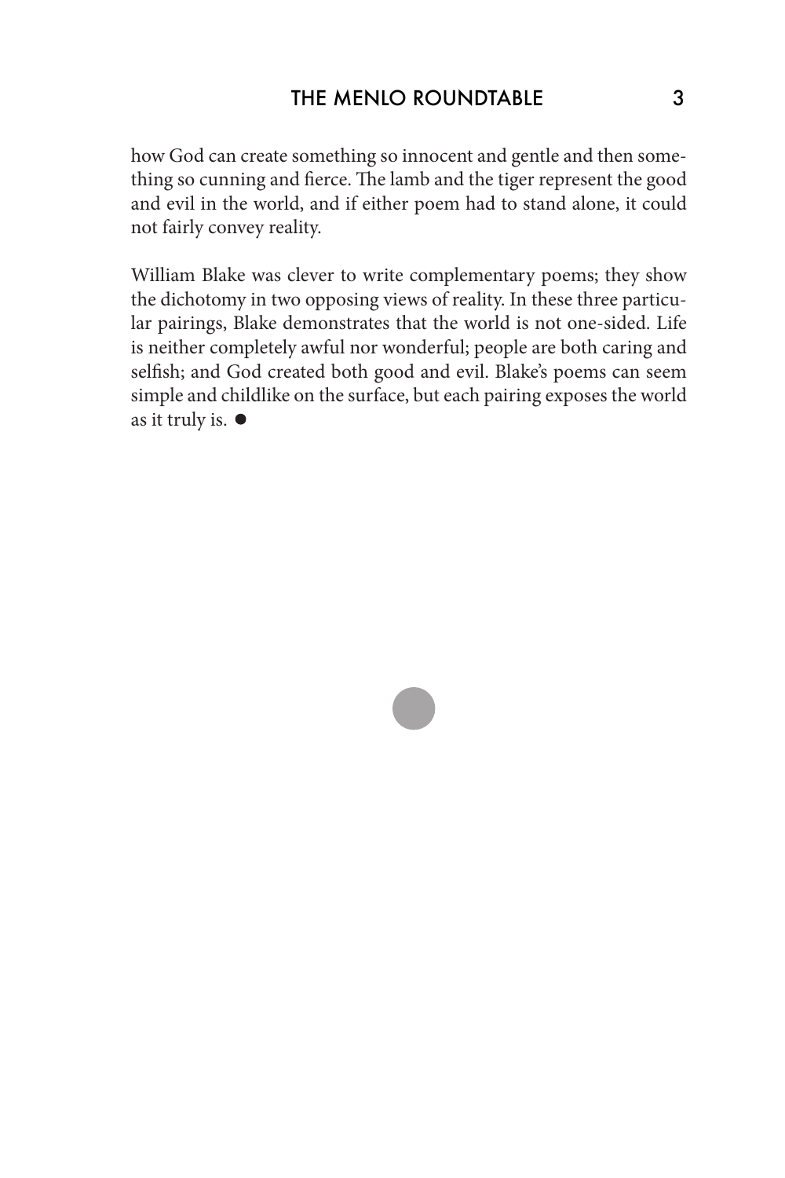how God can create something so innocent and gentle and then something so cunning and fierce. The lamb and the tiger represent the good and evil in the world, and if either poem had to stand alone, it could not fairly convey reality.

William Blake was clever to write complementary poems; they show the dichotomy in two opposing views of reality. In these three particular pairings, Blake demonstrates that the world is not one-sided. Life is neither completely awful nor wonderful; people are both caring and selfish; and God created both good and evil. Blake's poems can seem simple and childlike on the surface, but each pairing exposes the world as it truly is. ●